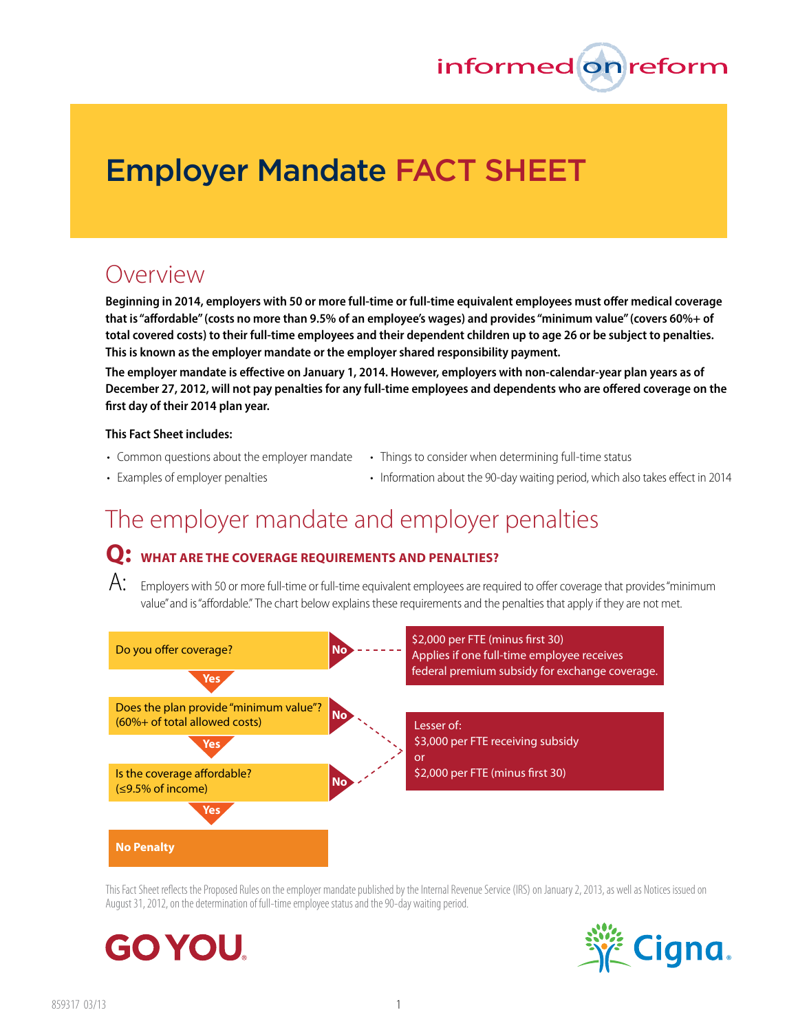informed on reform

# Employer Mandate FACT SHEET

## Overview

**Beginning in 2014, employers with 50 or more full-time or full-time equivalent employees must offer medical coverage that is "affordable" (costs no more than 9.5% of an employee's wages) and provides "minimum value" (covers 60%+ of total covered costs) to their full-time employees and their dependent children up to age 26 or be subject to penalties. This is known as the employer mandate or the employer shared responsibility payment.**

**The employer mandate is effective on January 1, 2014. However, employers with non-calendar-year plan years as of December 27, 2012, will not pay penalties for any full-time employees and dependents who are offered coverage on the first day of their 2014 plan year.**

**This Fact Sheet includes:**

- Common questions about the employer mandate
- Examples of employer penalties
- Things to consider when determining full-time status
- Information about the 90-day waiting period, which also takes effect in 2014

## The employer mandate and employer penalties

### Q: WHAT ARE THE COVERAGE REQUIREMENTS AND PENALTIES?

A: Employers with 50 or more full-time or full-time equivalent employees are required to offer coverage that provides "minimum value" and is "affordable." The chart below explains these requirements and the penalties that apply if they are not met.

- Do you offer coverage?
  - **No** → $2,000 per FTE (minus first 30). Applies if one full-time employee receives federal premium subsidy for exchange coverage.
  - **Yes** ↓
- Does the plan provide "minimum value"? (60%+ of total allowed costs)
  - **No** → Lesser of: $3,000 per FTE receiving subsidy or $2,000 per FTE (minus first 30)
  - **Yes** ↓
- Is the coverage affordable? (≤9.5% of income)
  - **No** → Lesser of: $3,000 per FTE receiving subsidy or $2,000 per FTE (minus first 30)
  - **Yes** ↓
- **No Penalty**

This Fact Sheet reflects the Proposed Rules on the employer mandate published by the Internal Revenue Service (IRS) on January 2, 2013, as well as Notices issued on August 31, 2012, on the determination of full-time employee status and the 90-day waiting period.

GO YOU.

Cigna.

859317 03/13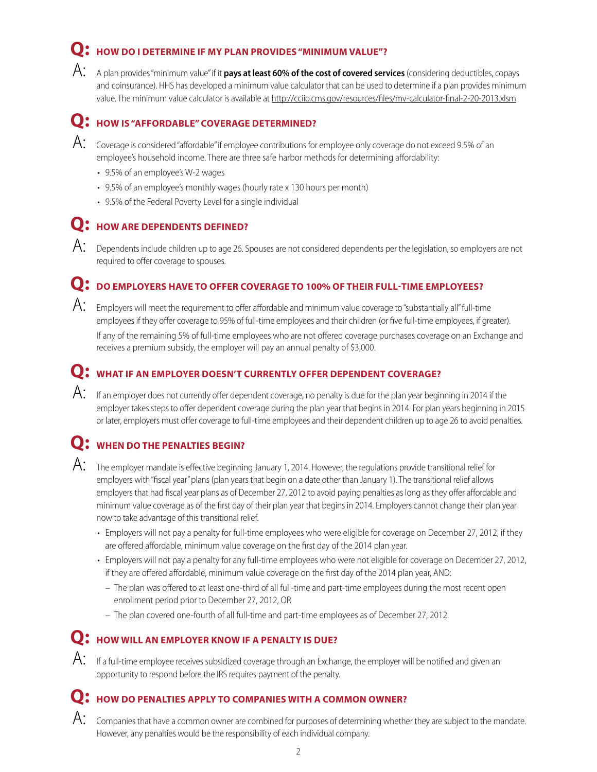## Q: HOW DO I DETERMINE IF MY PLAN PROVIDES "MINIMUM VALUE"?

A: A plan provides "minimum value" if it **pays at least 60% of the cost of covered services** (considering deductibles, copays and coinsurance). HHS has developed a minimum value calculator that can be used to determine if a plan provides minimum value. The minimum value calculator is available at http://cciio.cms.gov/resources/files/mv-calculator-final-2-20-2013.xlsm

## Q: HOW IS "AFFORDABLE" COVERAGE DETERMINED?

A: Coverage is considered "affordable" if employee contributions for employee only coverage do not exceed 9.5% of an employee's household income. There are three safe harbor methods for determining affordability:

- 9.5% of an employee's W-2 wages
- 9.5% of an employee's monthly wages (hourly rate x 130 hours per month)
- 9.5% of the Federal Poverty Level for a single individual

## Q: HOW ARE DEPENDENTS DEFINED?

A: Dependents include children up to age 26. Spouses are not considered dependents per the legislation, so employers are not required to offer coverage to spouses.

## Q: DO EMPLOYERS HAVE TO OFFER COVERAGE TO 100% OF THEIR FULL-TIME EMPLOYEES?

A: Employers will meet the requirement to offer affordable and minimum value coverage to "substantially all" full-time employees if they offer coverage to 95% of full-time employees and their children (or five full-time employees, if greater).

If any of the remaining 5% of full-time employees who are not offered coverage purchases coverage on an Exchange and receives a premium subsidy, the employer will pay an annual penalty of $3,000.

## Q: WHAT IF AN EMPLOYER DOESN'T CURRENTLY OFFER DEPENDENT COVERAGE?

A: If an employer does not currently offer dependent coverage, no penalty is due for the plan year beginning in 2014 if the employer takes steps to offer dependent coverage during the plan year that begins in 2014. For plan years beginning in 2015 or later, employers must offer coverage to full-time employees and their dependent children up to age 26 to avoid penalties.

## Q: WHEN DO THE PENALTIES BEGIN?

A: The employer mandate is effective beginning January 1, 2014. However, the regulations provide transitional relief for employers with "fiscal year" plans (plan years that begin on a date other than January 1). The transitional relief allows employers that had fiscal year plans as of December 27, 2012 to avoid paying penalties as long as they offer affordable and minimum value coverage as of the first day of their plan year that begins in 2014. Employers cannot change their plan year now to take advantage of this transitional relief.

- Employers will not pay a penalty for full-time employees who were eligible for coverage on December 27, 2012, if they are offered affordable, minimum value coverage on the first day of the 2014 plan year.
- Employers will not pay a penalty for any full-time employees who were not eligible for coverage on December 27, 2012, if they are offered affordable, minimum value coverage on the first day of the 2014 plan year, AND:
  - The plan was offered to at least one-third of all full-time and part-time employees during the most recent open enrollment period prior to December 27, 2012, OR
  - The plan covered one-fourth of all full-time and part-time employees as of December 27, 2012.

## Q: HOW WILL AN EMPLOYER KNOW IF A PENALTY IS DUE?

A: If a full-time employee receives subsidized coverage through an Exchange, the employer will be notified and given an opportunity to respond before the IRS requires payment of the penalty.

## Q: HOW DO PENALTIES APPLY TO COMPANIES WITH A COMMON OWNER?

A: Companies that have a common owner are combined for purposes of determining whether they are subject to the mandate. However, any penalties would be the responsibility of each individual company.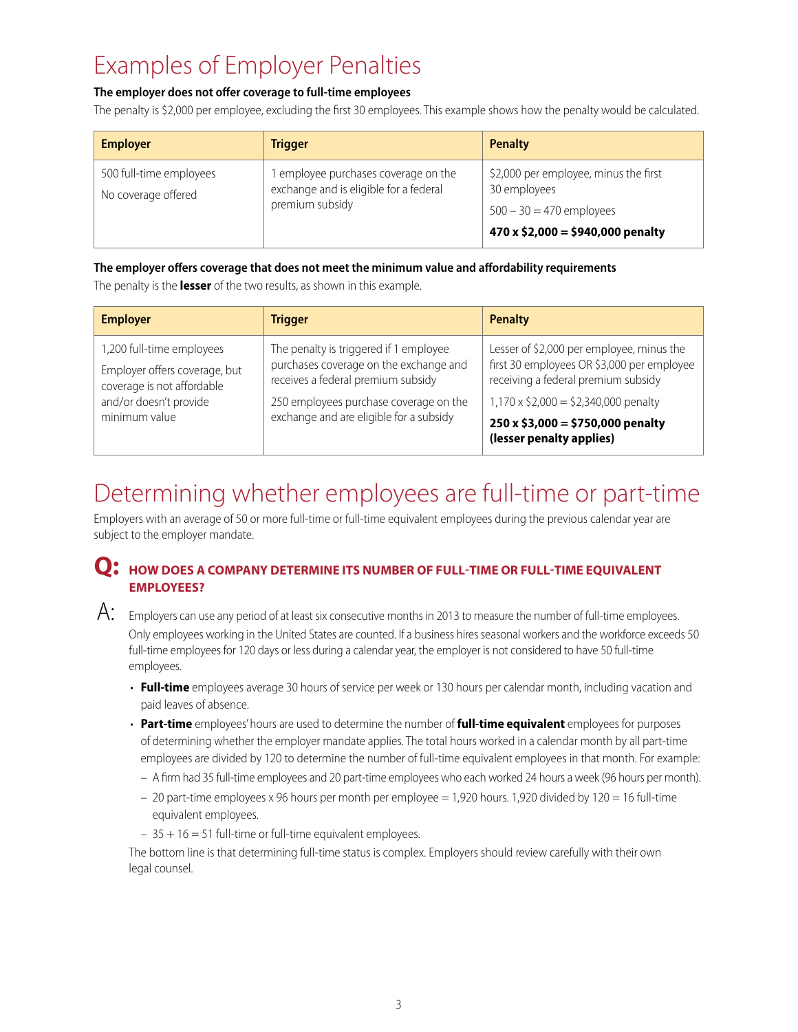# Examples of Employer Penalties

**The employer does not offer coverage to full-time employees**

The penalty is $2,000 per employee, excluding the first 30 employees. This example shows how the penalty would be calculated.

| Employer | Trigger | Penalty |
|---|---|---|
| 500 full-time employees<br>No coverage offered | 1 employee purchases coverage on the exchange and is eligible for a federal premium subsidy | $2,000 per employee, minus the first 30 employees<br>500 – 30 = 470 employees<br>**470 x $2,000 = $940,000 penalty** |

**The employer offers coverage that does not meet the minimum value and affordability requirements**

The penalty is the **lesser** of the two results, as shown in this example.

| Employer | Trigger | Penalty |
|---|---|---|
| 1,200 full-time employees<br>Employer offers coverage, but coverage is not affordable and/or doesn't provide minimum value | The penalty is triggered if 1 employee purchases coverage on the exchange and receives a federal premium subsidy<br>250 employees purchase coverage on the exchange and are eligible for a subsidy | Lesser of $2,000 per employee, minus the first 30 employees OR $3,000 per employee receiving a federal premium subsidy<br>1,170 x $2,000 = $2,340,000 penalty<br>**250 x $3,000 = $750,000 penalty (lesser penalty applies)** |

# Determining whether employees are full-time or part-time

Employers with an average of 50 or more full-time or full-time equivalent employees during the previous calendar year are subject to the employer mandate.

**Q: HOW DOES A COMPANY DETERMINE ITS NUMBER OF FULL-TIME OR FULL-TIME EQUIVALENT EMPLOYEES?**

A: Employers can use any period of at least six consecutive months in 2013 to measure the number of full-time employees. Only employees working in the United States are counted. If a business hires seasonal workers and the workforce exceeds 50 full-time employees for 120 days or less during a calendar year, the employer is not considered to have 50 full-time employees.

- **Full-time** employees average 30 hours of service per week or 130 hours per calendar month, including vacation and paid leaves of absence.
- **Part-time** employees' hours are used to determine the number of **full-time equivalent** employees for purposes of determining whether the employer mandate applies. The total hours worked in a calendar month by all part-time employees are divided by 120 to determine the number of full-time equivalent employees in that month. For example:
  - A firm had 35 full-time employees and 20 part-time employees who each worked 24 hours a week (96 hours per month).
  - 20 part-time employees x 96 hours per month per employee = 1,920 hours. 1,920 divided by 120 = 16 full-time equivalent employees.
  - 35 + 16 = 51 full-time or full-time equivalent employees.

The bottom line is that determining full-time status is complex. Employers should review carefully with their own legal counsel.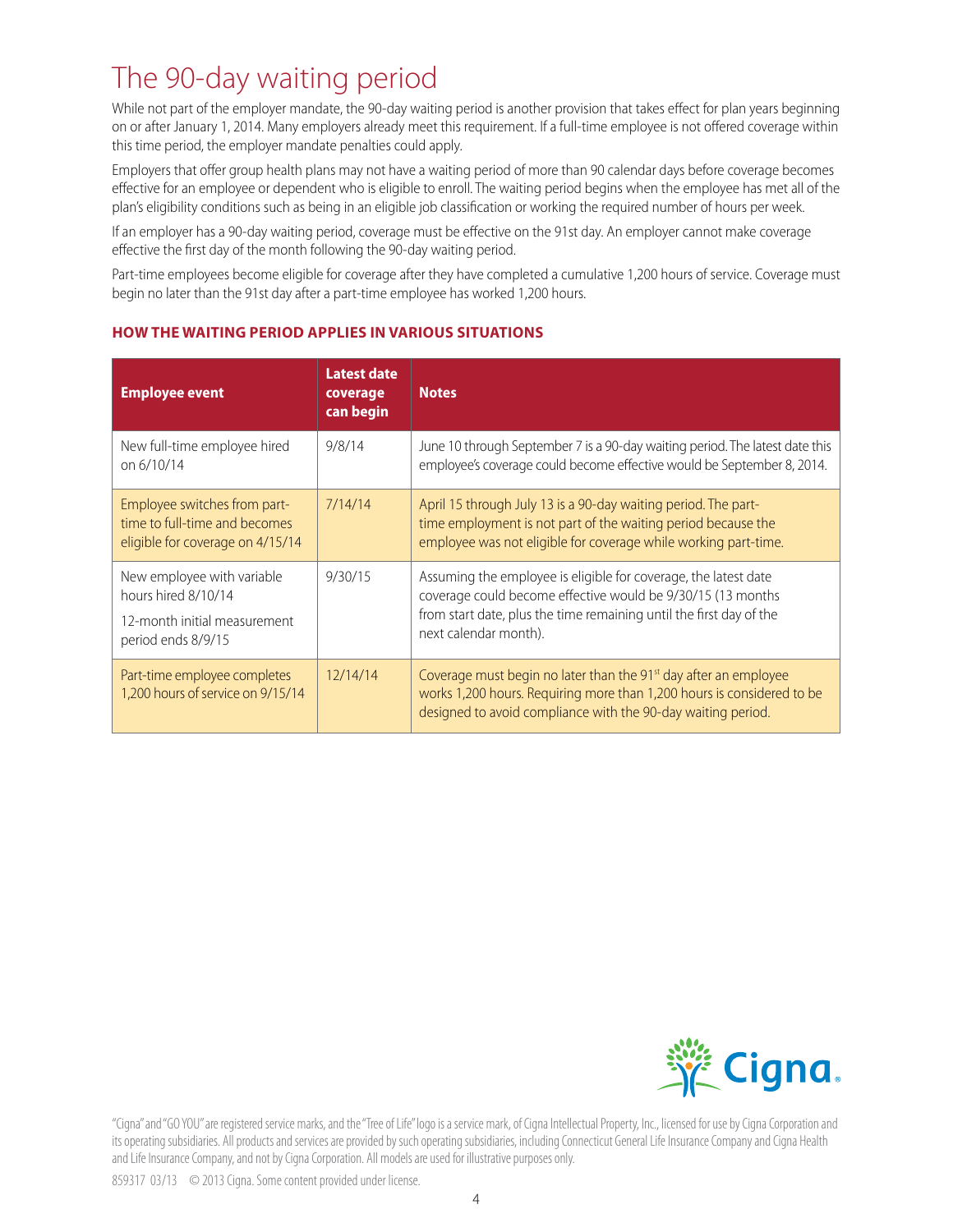# The 90-day waiting period

While not part of the employer mandate, the 90-day waiting period is another provision that takes effect for plan years beginning on or after January 1, 2014. Many employers already meet this requirement. If a full-time employee is not offered coverage within this time period, the employer mandate penalties could apply.

Employers that offer group health plans may not have a waiting period of more than 90 calendar days before coverage becomes effective for an employee or dependent who is eligible to enroll. The waiting period begins when the employee has met all of the plan's eligibility conditions such as being in an eligible job classification or working the required number of hours per week.

If an employer has a 90-day waiting period, coverage must be effective on the 91st day. An employer cannot make coverage effective the first day of the month following the 90-day waiting period.

Part-time employees become eligible for coverage after they have completed a cumulative 1,200 hours of service. Coverage must begin no later than the 91st day after a part-time employee has worked 1,200 hours.

**HOW THE WAITING PERIOD APPLIES IN VARIOUS SITUATIONS**

| Employee event | Latest date coverage can begin | Notes |
|---|---|---|
| New full-time employee hired on 6/10/14 | 9/8/14 | June 10 through September 7 is a 90-day waiting period. The latest date this employee's coverage could become effective would be September 8, 2014. |
| Employee switches from part-time to full-time and becomes eligible for coverage on 4/15/14 | 7/14/14 | April 15 through July 13 is a 90-day waiting period. The part-time employment is not part of the waiting period because the employee was not eligible for coverage while working part-time. |
| New employee with variable hours hired 8/10/14<br><br>12-month initial measurement period ends 8/9/15 | 9/30/15 | Assuming the employee is eligible for coverage, the latest date coverage could become effective would be 9/30/15 (13 months from start date, plus the time remaining until the first day of the next calendar month). |
| Part-time employee completes 1,200 hours of service on 9/15/14 | 12/14/14 | Coverage must begin no later than the 91st day after an employee works 1,200 hours. Requiring more than 1,200 hours is considered to be designed to avoid compliance with the 90-day waiting period. |

"Cigna" and "GO YOU" are registered service marks, and the "Tree of Life" logo is a service mark, of Cigna Intellectual Property, Inc., licensed for use by Cigna Corporation and its operating subsidiaries. All products and services are provided by such operating subsidiaries, including Connecticut General Life Insurance Company and Cigna Health and Life Insurance Company, and not by Cigna Corporation. All models are used for illustrative purposes only.

859317 03/13 © 2013 Cigna. Some content provided under license.